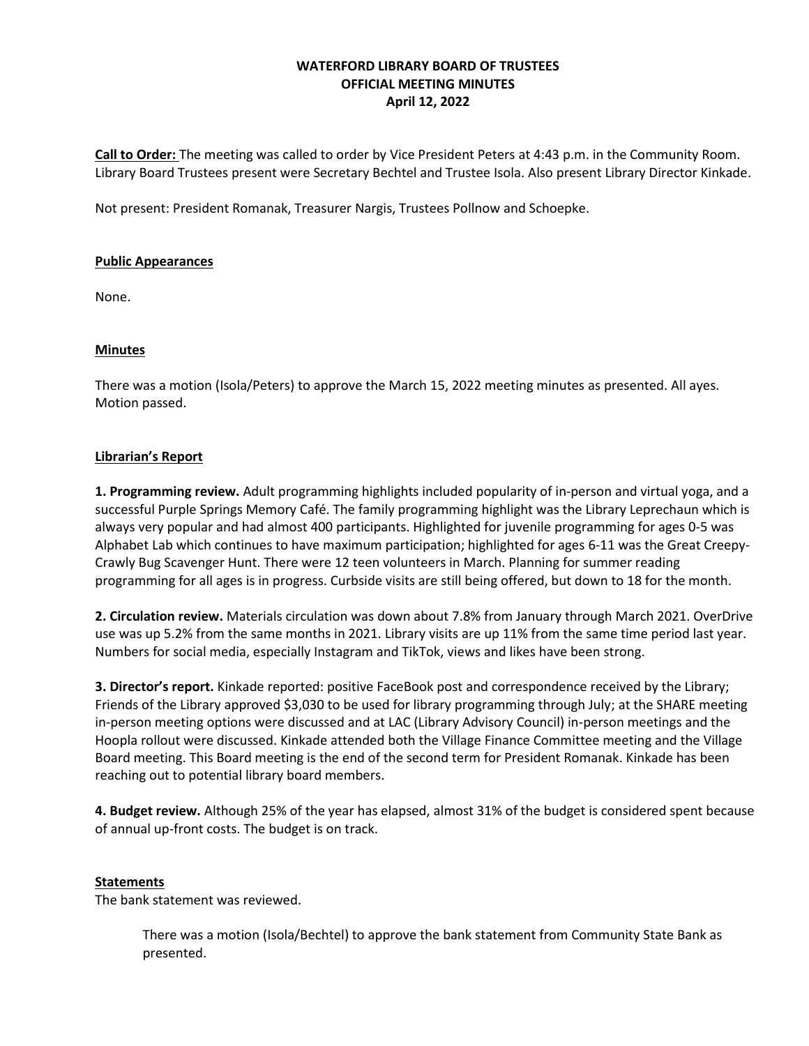**WATERFORD LIBRARY BOARD OF TRUSTEES**
**OFFICIAL MEETING MINUTES**
**April 12, 2022**

**Call to Order:** The meeting was called to order by Vice President Peters at 4:43 p.m. in the Community Room. Library Board Trustees present were Secretary Bechtel and Trustee Isola. Also present Library Director Kinkade.

Not present: President Romanak, Treasurer Nargis, Trustees Pollnow and Schoepke.

**Public Appearances**

None.

**Minutes**

There was a motion (Isola/Peters) to approve the March 15, 2022 meeting minutes as presented. All ayes. Motion passed.

**Librarian's Report**

**1. Programming review.** Adult programming highlights included popularity of in-person and virtual yoga, and a successful Purple Springs Memory Café. The family programming highlight was the Library Leprechaun which is always very popular and had almost 400 participants. Highlighted for juvenile programming for ages 0-5 was Alphabet Lab which continues to have maximum participation; highlighted for ages 6-11 was the Great Creepy-Crawly Bug Scavenger Hunt. There were 12 teen volunteers in March. Planning for summer reading programming for all ages is in progress. Curbside visits are still being offered, but down to 18 for the month.

**2. Circulation review.** Materials circulation was down about 7.8% from January through March 2021. OverDrive use was up 5.2% from the same months in 2021. Library visits are up 11% from the same time period last year. Numbers for social media, especially Instagram and TikTok, views and likes have been strong.

**3. Director's report.** Kinkade reported: positive FaceBook post and correspondence received by the Library; Friends of the Library approved $3,030 to be used for library programming through July; at the SHARE meeting in-person meeting options were discussed and at LAC (Library Advisory Council) in-person meetings and the Hoopla rollout were discussed. Kinkade attended both the Village Finance Committee meeting and the Village Board meeting. This Board meeting is the end of the second term for President Romanak. Kinkade has been reaching out to potential library board members.

**4. Budget review.** Although 25% of the year has elapsed, almost 31% of the budget is considered spent because of annual up-front costs. The budget is on track.

**Statements**

The bank statement was reviewed.

> There was a motion (Isola/Bechtel) to approve the bank statement from Community State Bank as presented.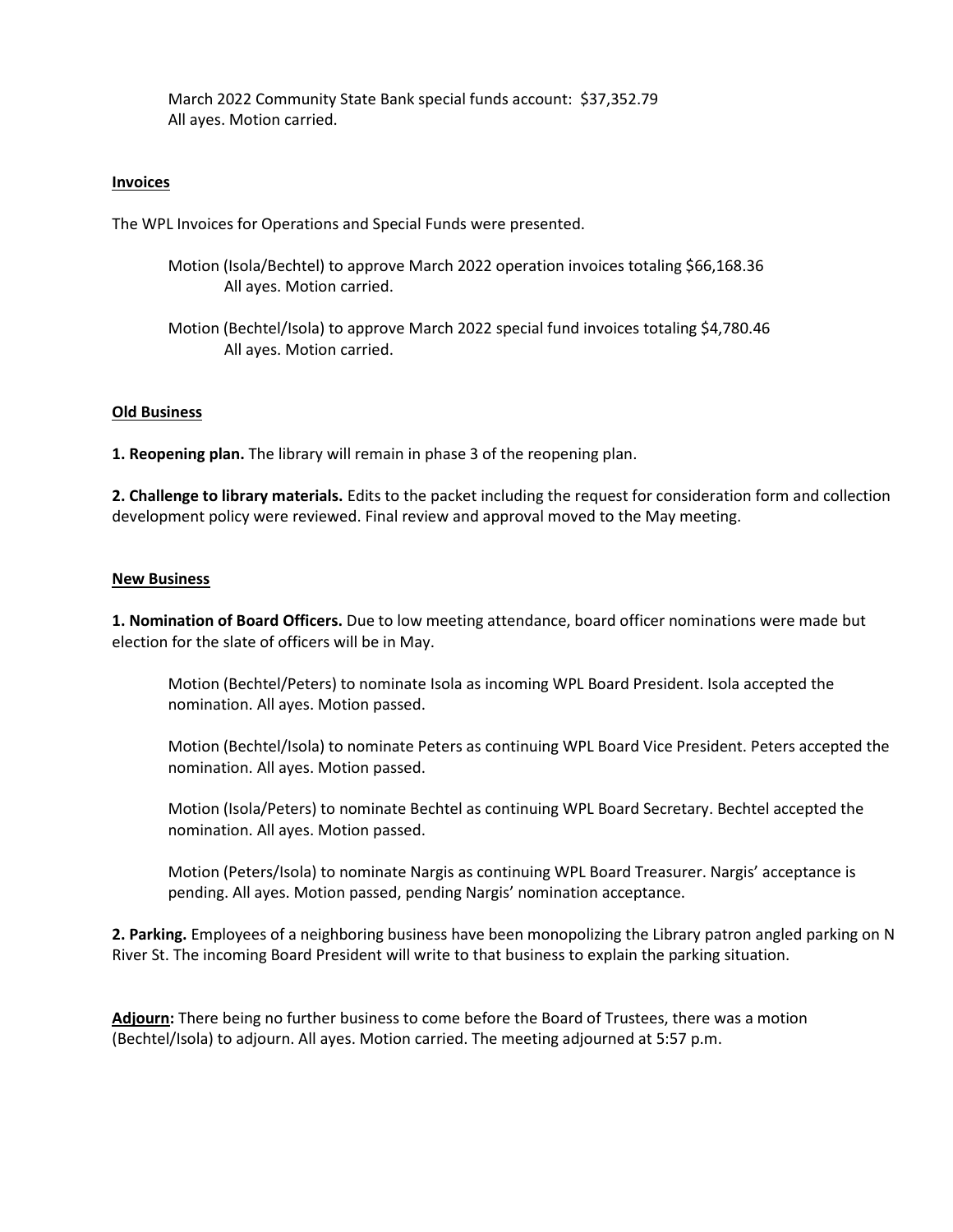March 2022 Community State Bank special funds account: $37,352.79
All ayes. Motion carried.

**Invoices**

The WPL Invoices for Operations and Special Funds were presented.

Motion (Isola/Bechtel) to approve March 2022 operation invoices totaling $66,168.36
All ayes. Motion carried.

Motion (Bechtel/Isola) to approve March 2022 special fund invoices totaling $4,780.46
All ayes. Motion carried.

**Old Business**

**1. Reopening plan.** The library will remain in phase 3 of the reopening plan.

**2. Challenge to library materials.** Edits to the packet including the request for consideration form and collection development policy were reviewed. Final review and approval moved to the May meeting.

**New Business**

**1. Nomination of Board Officers.** Due to low meeting attendance, board officer nominations were made but election for the slate of officers will be in May.

Motion (Bechtel/Peters) to nominate Isola as incoming WPL Board President. Isola accepted the nomination. All ayes. Motion passed.

Motion (Bechtel/Isola) to nominate Peters as continuing WPL Board Vice President. Peters accepted the nomination. All ayes. Motion passed.

Motion (Isola/Peters) to nominate Bechtel as continuing WPL Board Secretary. Bechtel accepted the nomination. All ayes. Motion passed.

Motion (Peters/Isola) to nominate Nargis as continuing WPL Board Treasurer. Nargis' acceptance is pending. All ayes. Motion passed, pending Nargis' nomination acceptance.

**2. Parking.** Employees of a neighboring business have been monopolizing the Library patron angled parking on N River St. The incoming Board President will write to that business to explain the parking situation.

**Adjourn:** There being no further business to come before the Board of Trustees, there was a motion (Bechtel/Isola) to adjourn. All ayes. Motion carried. The meeting adjourned at 5:57 p.m.